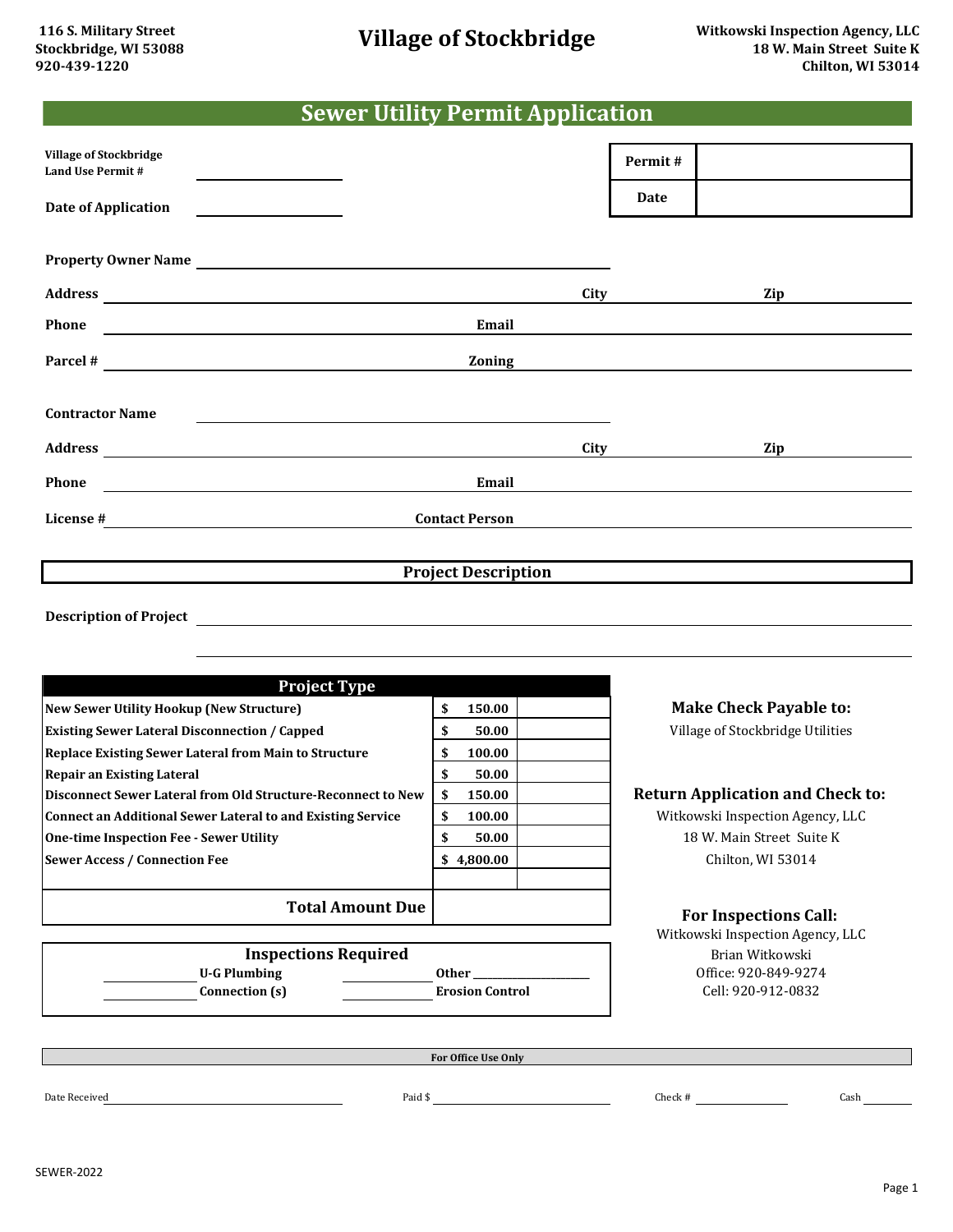116 S. Military Street
Stockbridge, WI 53088
920-439-1220

# Village of Stockbridge

Witkowski Inspection Agency, LLC
18 W. Main Street Suite K
Chilton, WI 53014

## Sewer Utility Permit Application

**Village of Stockbridge Land Use Permit #** \_\_\_\_\_\_\_\_\_\_\_\_

**Date of Application** \_\_\_\_\_\_\_\_\_\_\_\_

| Permit # | |
|---|---|
| Date | |

**Property Owner Name** \_\_\_\_\_\_\_\_\_\_\_\_\_\_\_\_\_\_\_\_

**Address** \_\_\_\_\_\_\_\_\_\_\_\_ **City** \_\_\_\_\_\_\_\_ **Zip** \_\_\_\_\_\_

**Phone** \_\_\_\_\_\_\_\_\_\_\_\_ **Email** \_\_\_\_\_\_\_\_\_\_\_\_

**Parcel #** \_\_\_\_\_\_\_\_\_\_\_\_ **Zoning** \_\_\_\_\_\_\_\_\_\_\_\_

**Contractor Name** \_\_\_\_\_\_\_\_\_\_\_\_\_\_\_\_\_\_\_\_

**Address** \_\_\_\_\_\_\_\_\_\_\_\_ **City** \_\_\_\_\_\_\_\_ **Zip** \_\_\_\_\_\_

**Phone** \_\_\_\_\_\_\_\_\_\_\_\_ **Email** \_\_\_\_\_\_\_\_\_\_\_\_

**License #** \_\_\_\_\_\_\_\_\_\_\_\_ **Contact Person** \_\_\_\_\_\_\_\_\_\_\_\_

### Project Description

**Description of Project** \_\_\_\_\_\_\_\_\_\_\_\_\_\_\_\_\_\_\_\_\_\_\_\_\_\_\_\_\_\_\_\_\_\_\_\_\_\_\_\_

| Project Type | | |
|---|---|---|
| New Sewer Utility Hookup (New Structure) | $ 150.00 | |
| Existing Sewer Lateral Disconnection / Capped | $ 50.00 | |
| Replace Existing Sewer Lateral from Main to Structure | $ 100.00 | |
| Repair an Existing Lateral | $ 50.00 | |
| Disconnect Sewer Lateral from Old Structure-Reconnect to New | $ 150.00 | |
| Connect an Additional Sewer Lateral to and Existing Service | $ 100.00 | |
| One-time Inspection Fee - Sewer Utility | $ 50.00 | |
| Sewer Access / Connection Fee | $ 4,800.00 | |
| | | |
| **Total Amount Due** | | |

**Inspections Required**

\_\_\_\_\_\_ **U-G Plumbing** \_\_\_\_\_\_ **Other** \_\_\_\_\_\_\_\_\_\_

\_\_\_\_\_\_ **Connection (s)** \_\_\_\_\_\_ **Erosion Control**

**Make Check Payable to:**
Village of Stockbridge Utilities

**Return Application and Check to:**
Witkowski Inspection Agency, LLC
18 W. Main Street Suite K
Chilton, WI 53014

**For Inspections Call:**
Witkowski Inspection Agency, LLC
Brian Witkowski
Office: 920-849-9274
Cell: 920-912-0832

**For Office Use Only**

Date Received \_\_\_\_\_\_\_\_\_\_ Paid $ \_\_\_\_\_\_\_\_\_\_ Check # \_\_\_\_\_\_\_\_ Cash \_\_\_\_\_\_

SEWER-2022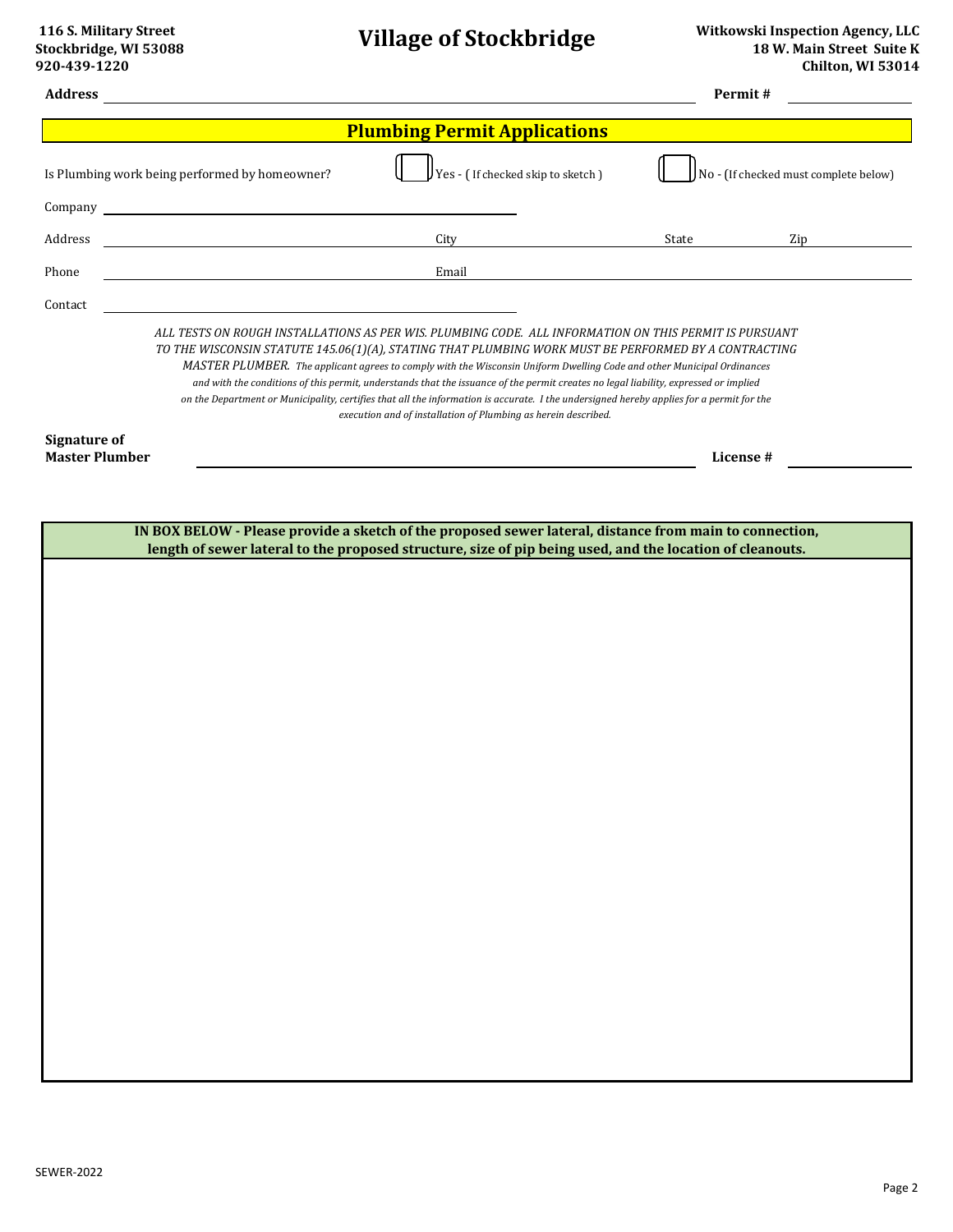116 S. Military Street
Stockbridge, WI 53088
920-439-1220

# Village of Stockbridge

Witkowski Inspection Agency, LLC
18 W. Main Street Suite K
Chilton, WI 53014

**Address** ______________________________ **Permit #** ______________

## Plumbing Permit Applications

Is Plumbing work being performed by homeowner? ☐ Yes - ( If checked skip to sketch ) ☐ No - (If checked must complete below)

Company ______________________________

Address ______________________________ City ______________ State ______ Zip ______

Phone ______________________________ Email ______________________________

Contact ______________________________

*ALL TESTS ON ROUGH INSTALLATIONS AS PER WIS. PLUMBING CODE. ALL INFORMATION ON THIS PERMIT IS PURSUANT TO THE WISCONSIN STATUTE 145.06(1)(A), STATING THAT PLUMBING WORK MUST BE PERFORMED BY A CONTRACTING MASTER PLUMBER. The applicant agrees to comply with the Wisconsin Uniform Dwelling Code and other Municipal Ordinances and with the conditions of this permit, understands that the issuance of the permit creates no legal liability, expressed or implied on the Department or Municipality, certifies that all the information is accurate. I the undersigned hereby applies for a permit for the execution and of installation of Plumbing as herein described.*

**Signature of Master Plumber** ______________________________ **License #** ______________

**IN BOX BELOW - Please provide a sketch of the proposed sewer lateral, distance from main to connection, length of sewer lateral to the proposed structure, size of pip being used, and the location of cleanouts.**

SEWER-2022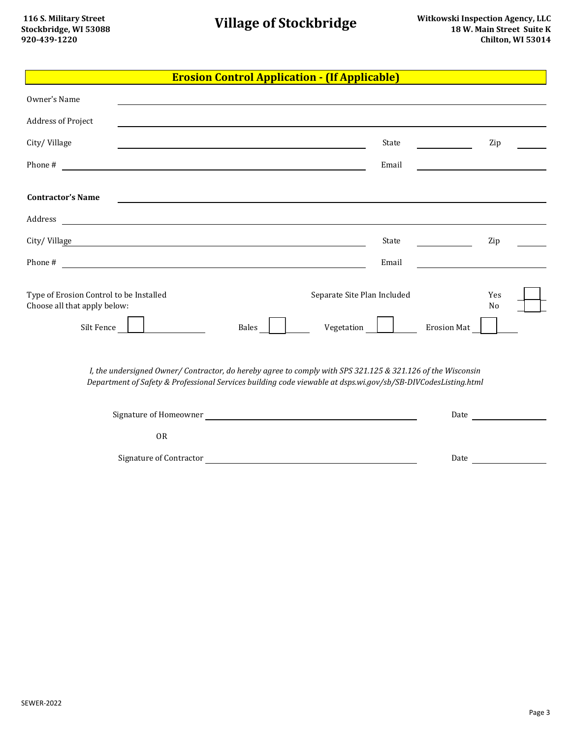116 S. Military Street
Stockbridge, WI 53088
920-439-1220

# Village of Stockbridge

Witkowski Inspection Agency, LLC
18 W. Main Street Suite K
Chilton, WI 53014

## Erosion Control Application - (If Applicable)

Owner's Name ______________________________

Address of Project ______________________________

City/ Village ______________________________ State __________ Zip ______

Phone # ______________________________ Email ______________________________

**Contractor's Name** ______________________________

Address ______________________________

City/ Village ______________________________ State __________ Zip ______

Phone # ______________________________ Email ______________________________

Type of Erosion Control to be Installed
Choose all that apply below:

Separate Site Plan Included — Yes ☐ No ☐

Silt Fence ☐ Bales ☐ Vegetation ☐ Erosion Mat ☐

*I, the undersigned Owner/ Contractor, do hereby agree to comply with SPS 321.125 & 321.126 of the Wisconsin Department of Safety & Professional Services building code viewable at dsps.wi.gov/sb/SB-DIVCodesListing.html*

Signature of Homeowner ______________________________ Date __________

OR

Signature of Contractor ______________________________ Date __________

SEWER-2022